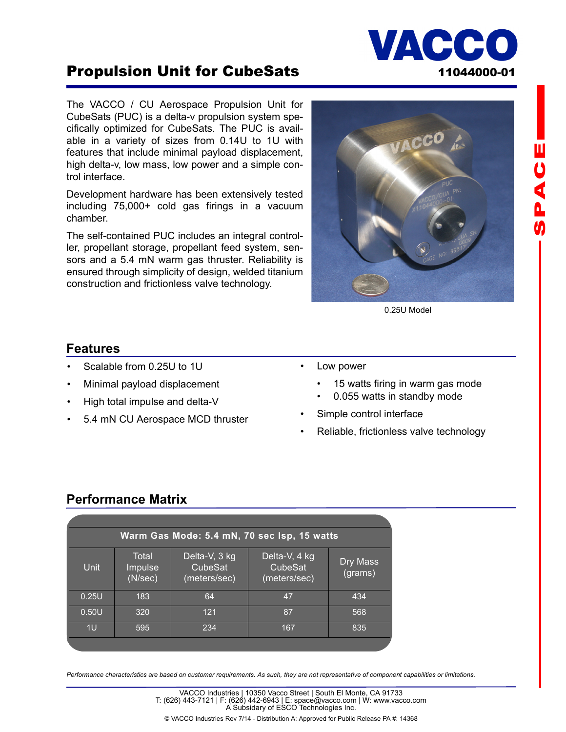# Propulsion Unit for CubeSats

**VACCO**

**11044000-01**

The VACCO / CU Aerospace Propulsion Unit for CubeSats (PUC) is a delta-v propulsion system specifically optimized for CubeSats. The PUC is available in a variety of sizes from 0.14U to 1U with features that include minimal payload displacement, high delta-v, low mass, low power and a simple control interface.

Development hardware has been extensively tested including 75,000+ cold gas firings in a vacuum chamber.

The self-contained PUC includes an integral controller, propellant storage, propellant feed system, sensors and a 5.4 mN warm gas thruster. Reliability is ensured through simplicity of design, welded titanium construction and frictionless valve technology.

0.25U Model

## Features

- Scalable from 0.25U to 1U
- Minimal payload displacement
- High total impulse and delta-V
- 5.4 mN CU Aerospace MCD thruster
- Low power
  - 15 watts firing in warm gas mode
  - 0.055 watts in standby mode
- Simple control interface
- Reliable, frictionless valve technology

## Performance Matrix

| Warm Gas Mode: 5.4 mN, 70 sec Isp, 15 watts | | | | |
|---|---|---|---|---|
| Unit | Total Impulse (N/sec) | Delta-V, 3 kg CubeSat (meters/sec) | Delta-V, 4 kg CubeSat (meters/sec) | Dry Mass (grams) |
| 0.25U | 183 | 64 | 47 | 434 |
| 0.50U | 320 | 121 | 87 | 568 |
| 1U | 595 | 234 | 167 | 835 |

*Performance characteristics are based on customer requirements. As such, they are not representative of component capabilities or limitations.*

VACCO Industries | 10350 Vacco Street | South El Monte, CA 91733
T: (626) 443-7121 | F: (626) 442-6943 | E: space@vacco.com | W: www.vacco.com
A Subsidiary of ESCO Technologies Inc.

© VACCO Industries Rev 7/14 - Distribution A: Approved for Public Release PA #: 14368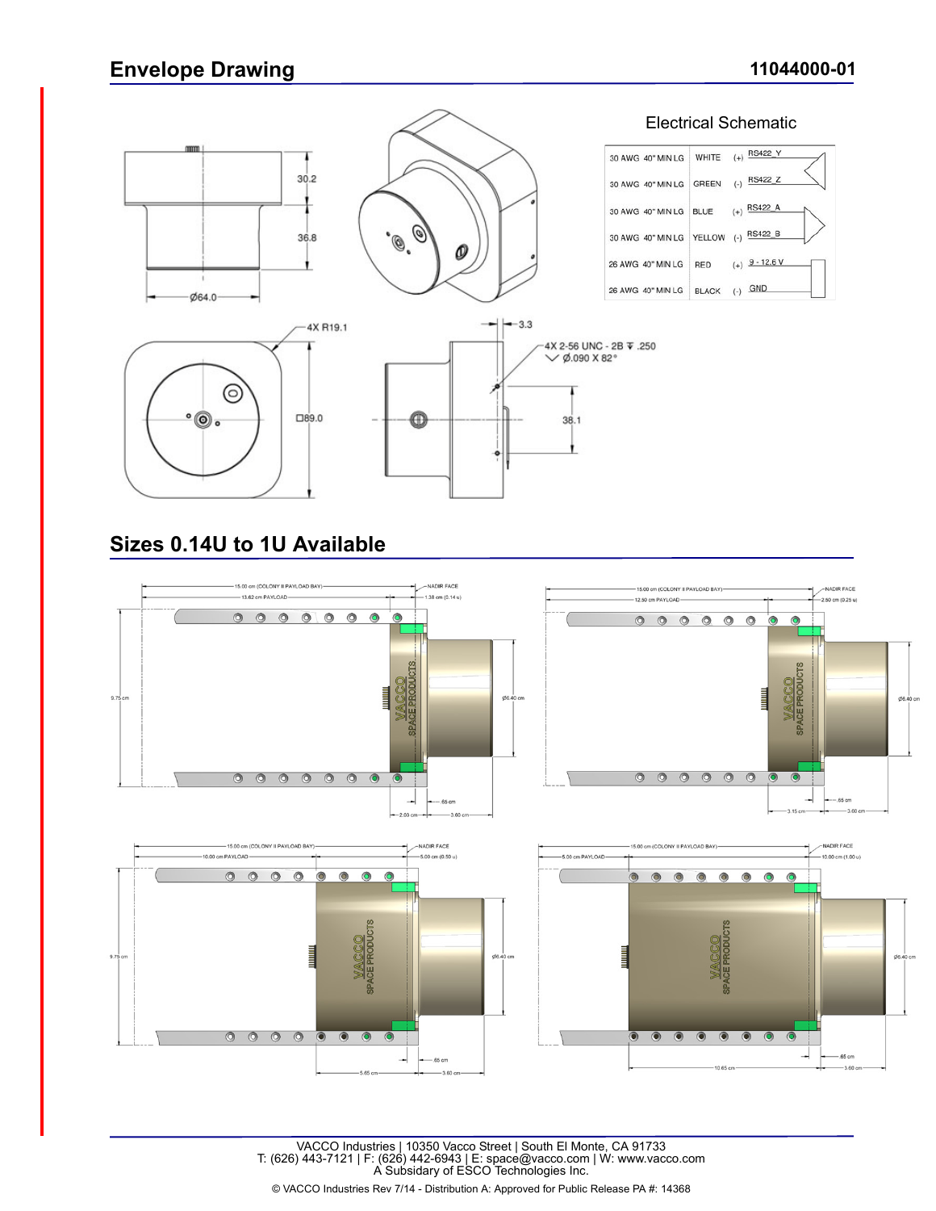## Envelope Drawing

**11044000-01**

30.2

36.8

Ø64.0

4X R19.1

□89.0

3.3

4X 2-56 UNC - 2B ⊽ .250
⌵ Ø.090 X 82°

38.1

### Electrical Schematic

| | | | |
|---|---|---|---|
| 30 AWG 40" MIN LG | WHITE | (+) | RS422_Y |
| 30 AWG 40" MIN LG | GREEN | (-) | RS422_Z |
| 30 AWG 40" MIN LG | BLUE | (+) | RS422_A |
| 30 AWG 40" MIN LG | YELLOW | (-) | RS422_B |
| 26 AWG 40" MIN LG | RED | (+) | 9 - 12.6 V |
| 26 AWG 40" MIN LG | BLACK | (-) | GND |

## Sizes 0.14U to 1U Available

15.00 cm (COLONY II PAYLOAD BAY)
13.62 cm PAYLOAD
NADIR FACE
1.38 cm (0.14 u)
9.75 cm
Ø6.40 cm
.65 cm
2.03 cm
3.60 cm

15.00 cm (COLONY II PAYLOAD BAY)
12.50 cm PAYLOAD
NADIR FACE
2.50 cm (0.25 u)
Ø6.40 cm
.65 cm
3.15 cm
3.60 cm

15.00 cm (COLONY II PAYLOAD BAY)
10.00 cm PAYLOAD
NADIR FACE
5.00 cm (0.50 u)
9.75 cm
Ø6.40 cm
.65 cm
5.65 cm
3.60 cm

15.00 cm (COLONY II PAYLOAD BAY)
5.00 cm PAYLOAD
NADIR FACE
10.00 cm (1.00 u)
Ø6.40 cm
.65 cm
10.65 cm
3.60 cm

VACCO
SPACE PRODUCTS

VACCO Industries | 10350 Vacco Street | South El Monte, CA 91733
T: (626) 443-7121 | F: (626) 442-6943 | E: space@vacco.com | W: www.vacco.com
A Subsidiary of ESCO Technologies Inc.

© VACCO Industries Rev 7/14 - Distribution A: Approved for Public Release PA #: 14368